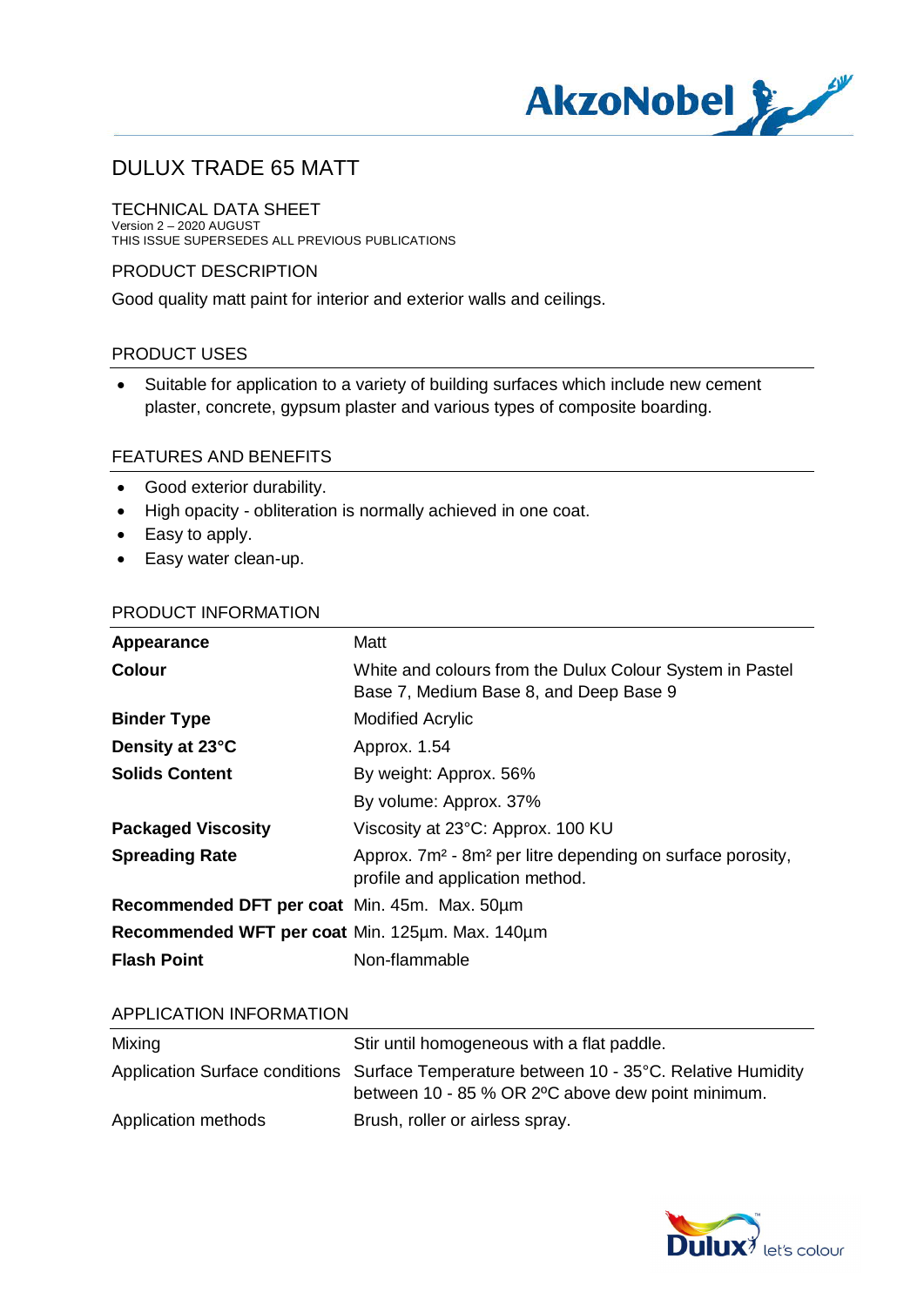# DULUX TRADE 65 MATT

## TECHNICAL DATA SHEET

Version 2 – 2020 AUGUST
THIS ISSUE SUPERSEDES ALL PREVIOUS PUBLICATIONS

## PRODUCT DESCRIPTION

Good quality matt paint for interior and exterior walls and ceilings.

## PRODUCT USES

- Suitable for application to a variety of building surfaces which include new cement plaster, concrete, gypsum plaster and various types of composite boarding.

## FEATURES AND BENEFITS

- Good exterior durability.
- High opacity - obliteration is normally achieved in one coat.
- Easy to apply.
- Easy water clean-up.

## PRODUCT INFORMATION

| | |
|---|---|
| **Appearance** | Matt |
| **Colour** | White and colours from the Dulux Colour System in Pastel Base 7, Medium Base 8, and Deep Base 9 |
| **Binder Type** | Modified Acrylic |
| **Density at 23°C** | Approx. 1.54 |
| **Solids Content** | By weight: Approx. 56% |
| | By volume: Approx. 37% |
| **Packaged Viscosity** | Viscosity at 23°C: Approx. 100 KU |
| **Spreading Rate** | Approx. 7m² - 8m² per litre depending on surface porosity, profile and application method. |
| **Recommended DFT per coat** | Min. 45m. Max. 50µm |
| **Recommended WFT per coat** | Min. 125µm. Max. 140µm |
| **Flash Point** | Non-flammable |

## APPLICATION INFORMATION

| | |
|---|---|
| Mixing | Stir until homogeneous with a flat paddle. |
| Application Surface conditions | Surface Temperature between 10 - 35°C. Relative Humidity between 10 - 85 % OR 2ºC above dew point minimum. |
| Application methods | Brush, roller or airless spray. |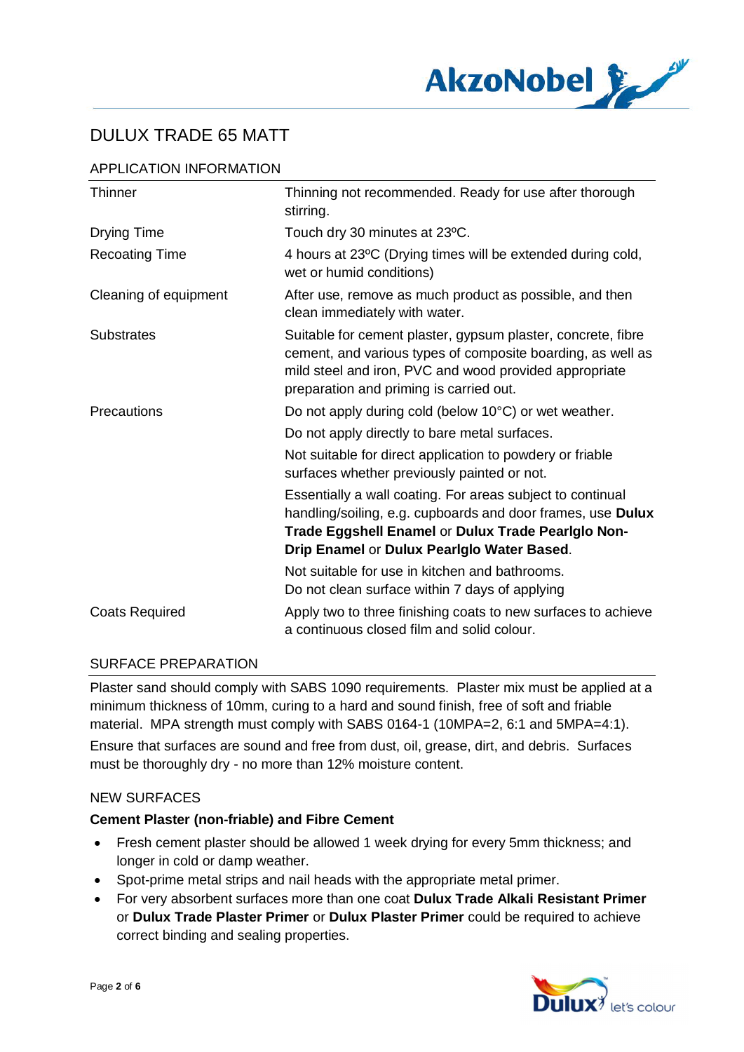# DULUX TRADE 65 MATT

## APPLICATION INFORMATION

| | |
|---|---|
| Thinner | Thinning not recommended. Ready for use after thorough stirring. |
| Drying Time | Touch dry 30 minutes at 23ºC. |
| Recoating Time | 4 hours at 23ºC (Drying times will be extended during cold, wet or humid conditions) |
| Cleaning of equipment | After use, remove as much product as possible, and then clean immediately with water. |
| Substrates | Suitable for cement plaster, gypsum plaster, concrete, fibre cement, and various types of composite boarding, as well as mild steel and iron, PVC and wood provided appropriate preparation and priming is carried out. |
| Precautions | Do not apply during cold (below 10°C) or wet weather. <br> Do not apply directly to bare metal surfaces. <br> Not suitable for direct application to powdery or friable surfaces whether previously painted or not. <br> Essentially a wall coating. For areas subject to continual handling/soiling, e.g. cupboards and door frames, use **Dulux Trade Eggshell Enamel** or **Dulux Trade Pearlglo Non-Drip Enamel** or **Dulux Pearlglo Water Based**. <br> Not suitable for use in kitchen and bathrooms. <br> Do not clean surface within 7 days of applying |
| Coats Required | Apply two to three finishing coats to new surfaces to achieve a continuous closed film and solid colour. |

## SURFACE PREPARATION

Plaster sand should comply with SABS 1090 requirements. Plaster mix must be applied at a minimum thickness of 10mm, curing to a hard and sound finish, free of soft and friable material. MPA strength must comply with SABS 0164-1 (10MPA=2, 6:1 and 5MPA=4:1).

Ensure that surfaces are sound and free from dust, oil, grease, dirt, and debris. Surfaces must be thoroughly dry - no more than 12% moisture content.

### NEW SURFACES

**Cement Plaster (non-friable) and Fibre Cement**

- Fresh cement plaster should be allowed 1 week drying for every 5mm thickness; and longer in cold or damp weather.
- Spot-prime metal strips and nail heads with the appropriate metal primer.
- For very absorbent surfaces more than one coat **Dulux Trade Alkali Resistant Primer** or **Dulux Trade Plaster Primer** or **Dulux Plaster Primer** could be required to achieve correct binding and sealing properties.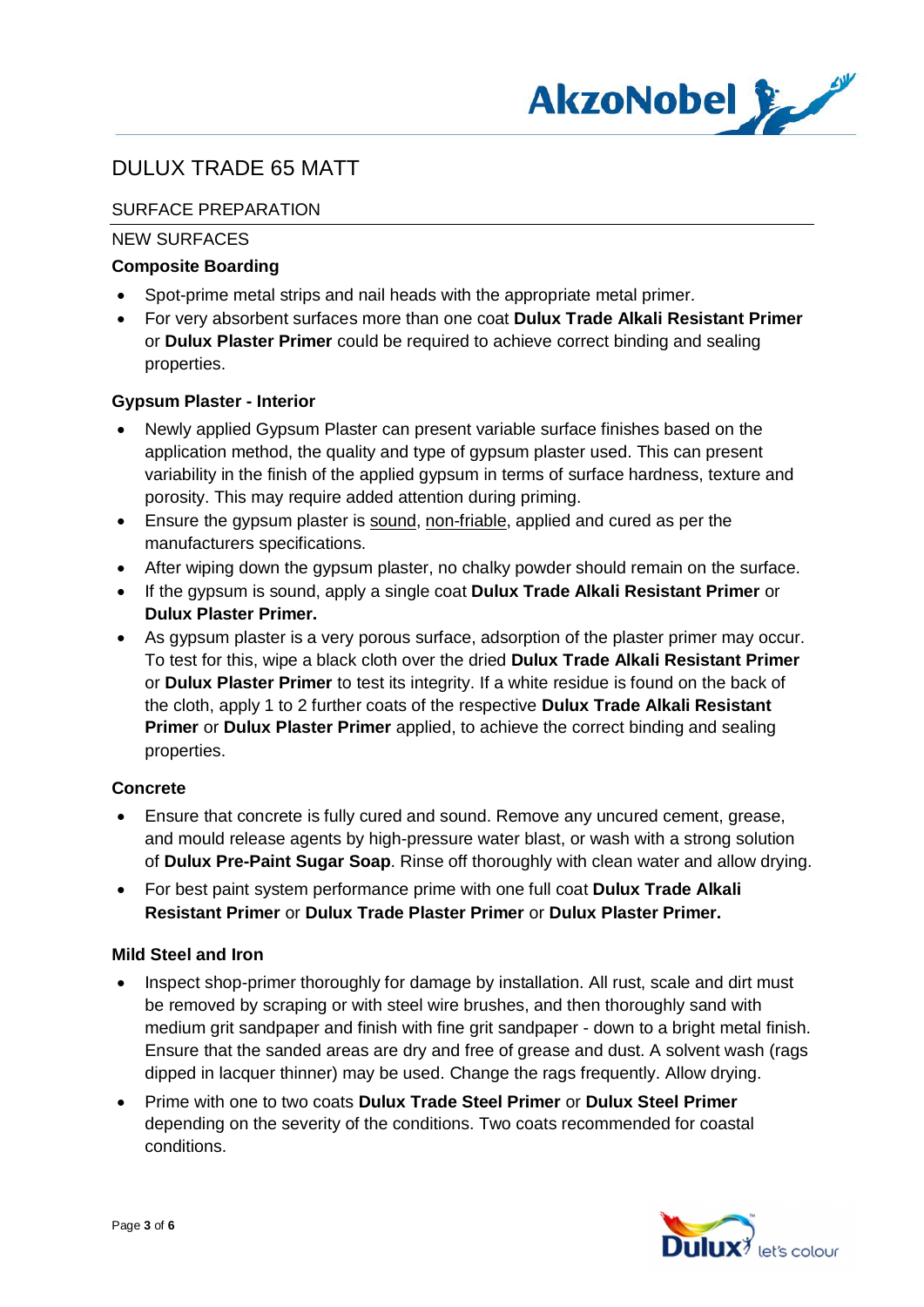# DULUX TRADE 65 MATT

## SURFACE PREPARATION

### NEW SURFACES

**Composite Boarding**

- Spot-prime metal strips and nail heads with the appropriate metal primer.
- For very absorbent surfaces more than one coat **Dulux Trade Alkali Resistant Primer** or **Dulux Plaster Primer** could be required to achieve correct binding and sealing properties.

**Gypsum Plaster - Interior**

- Newly applied Gypsum Plaster can present variable surface finishes based on the application method, the quality and type of gypsum plaster used. This can present variability in the finish of the applied gypsum in terms of surface hardness, texture and porosity. This may require added attention during priming.
- Ensure the gypsum plaster is sound, non-friable, applied and cured as per the manufacturers specifications.
- After wiping down the gypsum plaster, no chalky powder should remain on the surface.
- If the gypsum is sound, apply a single coat **Dulux Trade Alkali Resistant Primer** or **Dulux Plaster Primer.**
- As gypsum plaster is a very porous surface, adsorption of the plaster primer may occur. To test for this, wipe a black cloth over the dried **Dulux Trade Alkali Resistant Primer** or **Dulux Plaster Primer** to test its integrity. If a white residue is found on the back of the cloth, apply 1 to 2 further coats of the respective **Dulux Trade Alkali Resistant Primer** or **Dulux Plaster Primer** applied, to achieve the correct binding and sealing properties.

**Concrete**

- Ensure that concrete is fully cured and sound. Remove any uncured cement, grease, and mould release agents by high-pressure water blast, or wash with a strong solution of **Dulux Pre-Paint Sugar Soap**. Rinse off thoroughly with clean water and allow drying.
- For best paint system performance prime with one full coat **Dulux Trade Alkali Resistant Primer** or **Dulux Trade Plaster Primer** or **Dulux Plaster Primer.**

**Mild Steel and Iron**

- Inspect shop-primer thoroughly for damage by installation. All rust, scale and dirt must be removed by scraping or with steel wire brushes, and then thoroughly sand with medium grit sandpaper and finish with fine grit sandpaper - down to a bright metal finish. Ensure that the sanded areas are dry and free of grease and dust. A solvent wash (rags dipped in lacquer thinner) may be used. Change the rags frequently. Allow drying.
- Prime with one to two coats **Dulux Trade Steel Primer** or **Dulux Steel Primer** depending on the severity of the conditions. Two coats recommended for coastal conditions.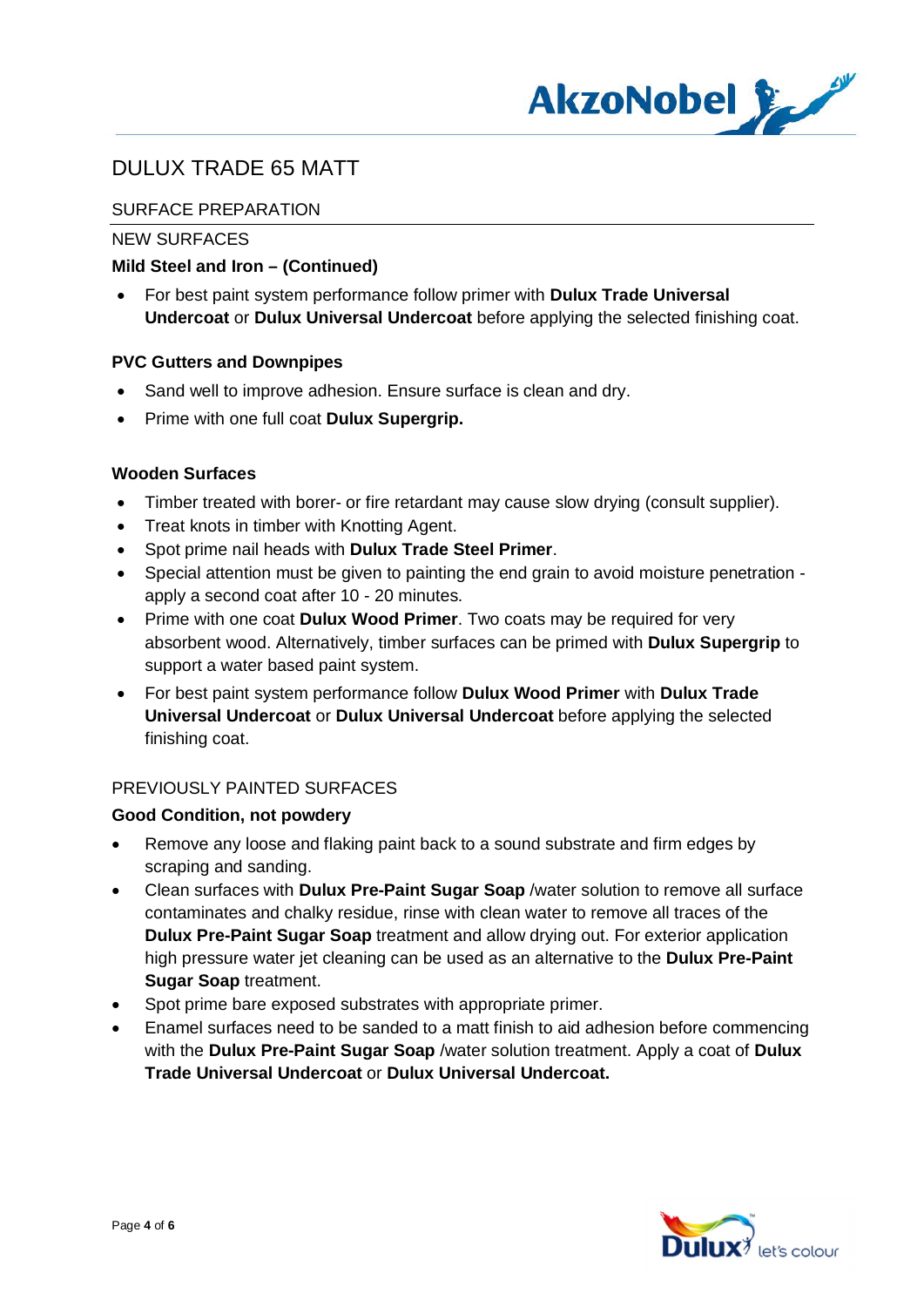# DULUX TRADE 65 MATT

## SURFACE PREPARATION

### NEW SURFACES

**Mild Steel and Iron – (Continued)**

- For best paint system performance follow primer with **Dulux Trade Universal Undercoat** or **Dulux Universal Undercoat** before applying the selected finishing coat.

**PVC Gutters and Downpipes**

- Sand well to improve adhesion. Ensure surface is clean and dry.
- Prime with one full coat **Dulux Supergrip.**

**Wooden Surfaces**

- Timber treated with borer- or fire retardant may cause slow drying (consult supplier).
- Treat knots in timber with Knotting Agent.
- Spot prime nail heads with **Dulux Trade Steel Primer**.
- Special attention must be given to painting the end grain to avoid moisture penetration - apply a second coat after 10 - 20 minutes.
- Prime with one coat **Dulux Wood Primer**. Two coats may be required for very absorbent wood. Alternatively, timber surfaces can be primed with **Dulux Supergrip** to support a water based paint system.
- For best paint system performance follow **Dulux Wood Primer** with **Dulux Trade Universal Undercoat** or **Dulux Universal Undercoat** before applying the selected finishing coat.

### PREVIOUSLY PAINTED SURFACES

**Good Condition, not powdery**

- Remove any loose and flaking paint back to a sound substrate and firm edges by scraping and sanding.
- Clean surfaces with **Dulux Pre-Paint Sugar Soap** /water solution to remove all surface contaminates and chalky residue, rinse with clean water to remove all traces of the **Dulux Pre-Paint Sugar Soap** treatment and allow drying out. For exterior application high pressure water jet cleaning can be used as an alternative to the **Dulux Pre-Paint Sugar Soap** treatment.
- Spot prime bare exposed substrates with appropriate primer.
- Enamel surfaces need to be sanded to a matt finish to aid adhesion before commencing with the **Dulux Pre-Paint Sugar Soap** /water solution treatment. Apply a coat of **Dulux Trade Universal Undercoat** or **Dulux Universal Undercoat.**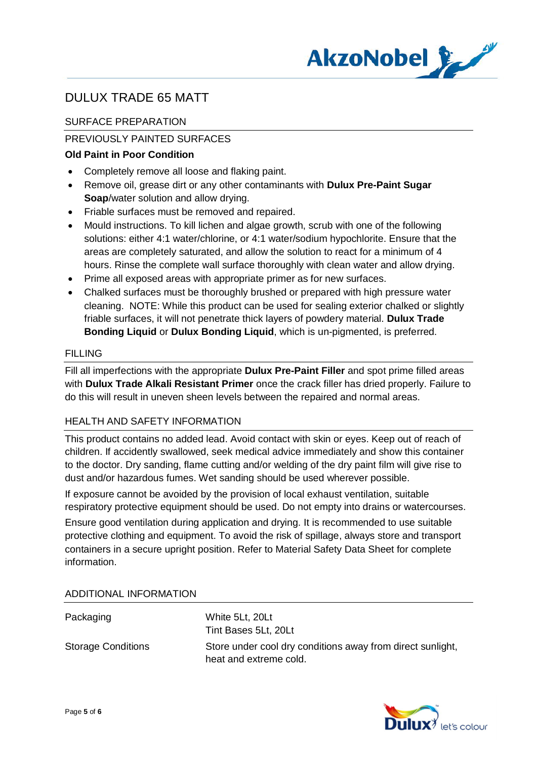# DULUX TRADE 65 MATT

## SURFACE PREPARATION

### PREVIOUSLY PAINTED SURFACES

**Old Paint in Poor Condition**

- Completely remove all loose and flaking paint.
- Remove oil, grease dirt or any other contaminants with **Dulux Pre-Paint Sugar Soap**/water solution and allow drying.
- Friable surfaces must be removed and repaired.
- Mould instructions. To kill lichen and algae growth, scrub with one of the following solutions: either 4:1 water/chlorine, or 4:1 water/sodium hypochlorite. Ensure that the areas are completely saturated, and allow the solution to react for a minimum of 4 hours. Rinse the complete wall surface thoroughly with clean water and allow drying.
- Prime all exposed areas with appropriate primer as for new surfaces.
- Chalked surfaces must be thoroughly brushed or prepared with high pressure water cleaning.  NOTE: While this product can be used for sealing exterior chalked or slightly friable surfaces, it will not penetrate thick layers of powdery material. **Dulux Trade Bonding Liquid** or **Dulux Bonding Liquid**, which is un-pigmented, is preferred.

## FILLING

Fill all imperfections with the appropriate **Dulux Pre-Paint Filler** and spot prime filled areas with **Dulux Trade Alkali Resistant Primer** once the crack filler has dried properly. Failure to do this will result in uneven sheen levels between the repaired and normal areas.

## HEALTH AND SAFETY INFORMATION

This product contains no added lead. Avoid contact with skin or eyes. Keep out of reach of children. If accidently swallowed, seek medical advice immediately and show this container to the doctor. Dry sanding, flame cutting and/or welding of the dry paint film will give rise to dust and/or hazardous fumes. Wet sanding should be used wherever possible.

If exposure cannot be avoided by the provision of local exhaust ventilation, suitable respiratory protective equipment should be used. Do not empty into drains or watercourses.

Ensure good ventilation during application and drying. It is recommended to use suitable protective clothing and equipment. To avoid the risk of spillage, always store and transport containers in a secure upright position. Refer to Material Safety Data Sheet for complete information.

## ADDITIONAL INFORMATION

| | |
|---|---|
| Packaging | White 5Lt, 20Lt<br>Tint Bases 5Lt, 20Lt |
| Storage Conditions | Store under cool dry conditions away from direct sunlight, heat and extreme cold. |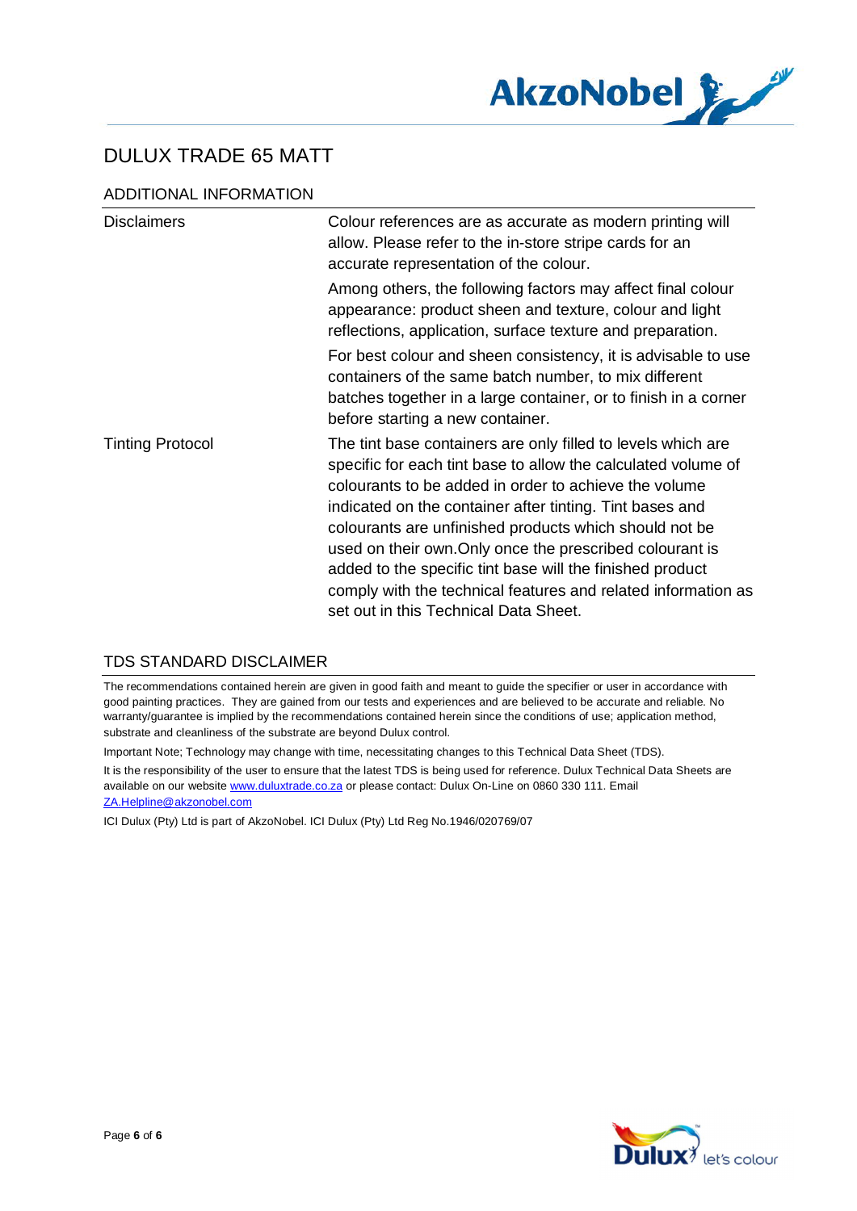# DULUX TRADE 65 MATT

## ADDITIONAL INFORMATION

| | |
|---|---|
| Disclaimers | Colour references are as accurate as modern printing will allow. Please refer to the in-store stripe cards for an accurate representation of the colour.<br><br>Among others, the following factors may affect final colour appearance: product sheen and texture, colour and light reflections, application, surface texture and preparation.<br><br>For best colour and sheen consistency, it is advisable to use containers of the same batch number, to mix different batches together in a large container, or to finish in a corner before starting a new container. |
| Tinting Protocol | The tint base containers are only filled to levels which are specific for each tint base to allow the calculated volume of colourants to be added in order to achieve the volume indicated on the container after tinting. Tint bases and colourants are unfinished products which should not be used on their own.Only once the prescribed colourant is added to the specific tint base will the finished product comply with the technical features and related information as set out in this Technical Data Sheet. |

## TDS STANDARD DISCLAIMER

The recommendations contained herein are given in good faith and meant to guide the specifier or user in accordance with good painting practices. They are gained from our tests and experiences and are believed to be accurate and reliable. No warranty/guarantee is implied by the recommendations contained herein since the conditions of use; application method, substrate and cleanliness of the substrate are beyond Dulux control.

Important Note; Technology may change with time, necessitating changes to this Technical Data Sheet (TDS).

It is the responsibility of the user to ensure that the latest TDS is being used for reference. Dulux Technical Data Sheets are available on our website www.duluxtrade.co.za or please contact: Dulux On-Line on 0860 330 111. Email ZA.Helpline@akzonobel.com

ICI Dulux (Pty) Ltd is part of AkzoNobel. ICI Dulux (Pty) Ltd Reg No.1946/020769/07